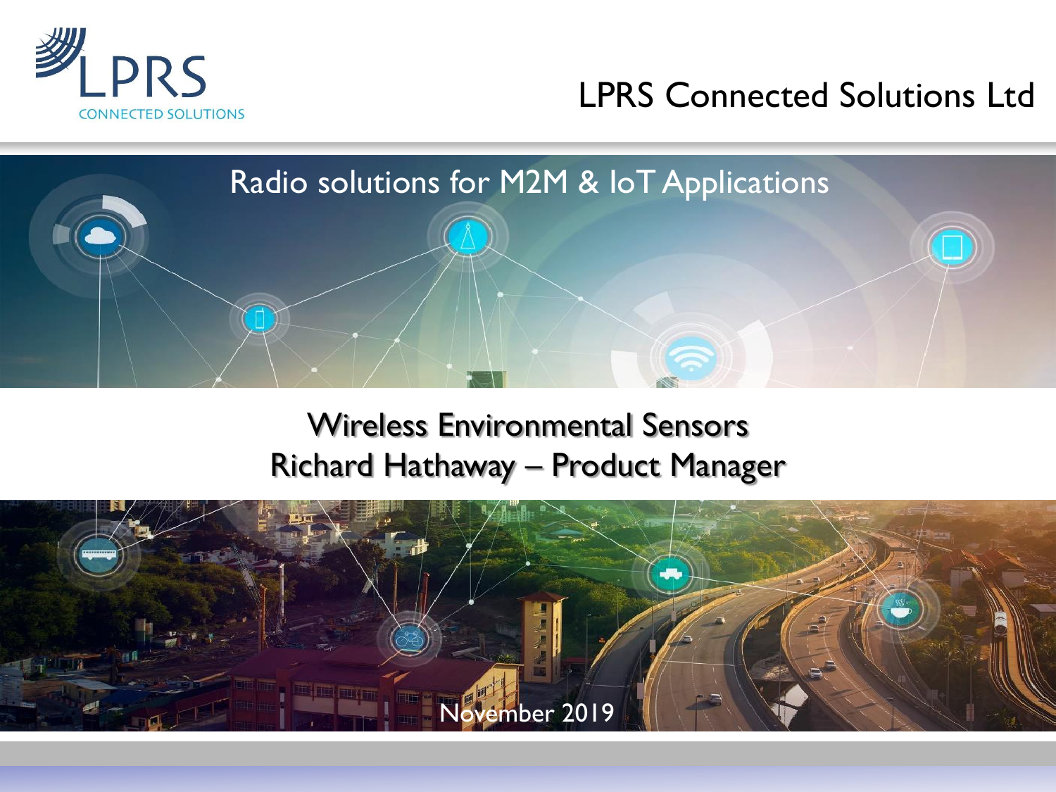LPRS CONNECTED SOLUTIONS

# LPRS Connected Solutions Ltd

Radio solutions for M2M & IoT Applications

## Wireless Environmental Sensors
## Richard Hathaway – Product Manager

November 2019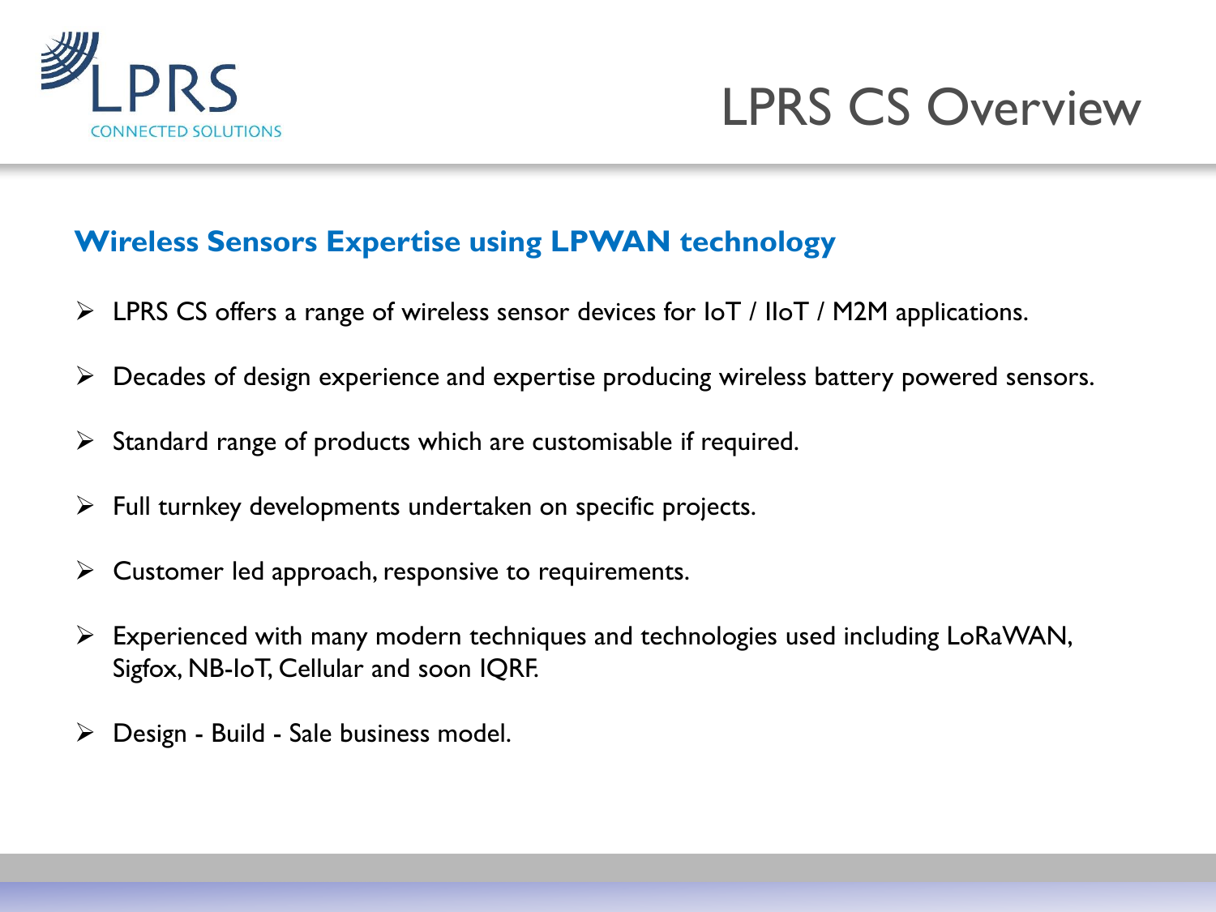# LPRS CS Overview

## Wireless Sensors Expertise using LPWAN technology

- LPRS CS offers a range of wireless sensor devices for IoT / IIoT / M2M applications.
- Decades of design experience and expertise producing wireless battery powered sensors.
- Standard range of products which are customisable if required.
- Full turnkey developments undertaken on specific projects.
- Customer led approach, responsive to requirements.
- Experienced with many modern techniques and technologies used including LoRaWAN, Sigfox, NB-IoT, Cellular and soon IQRF.
- Design - Build - Sale business model.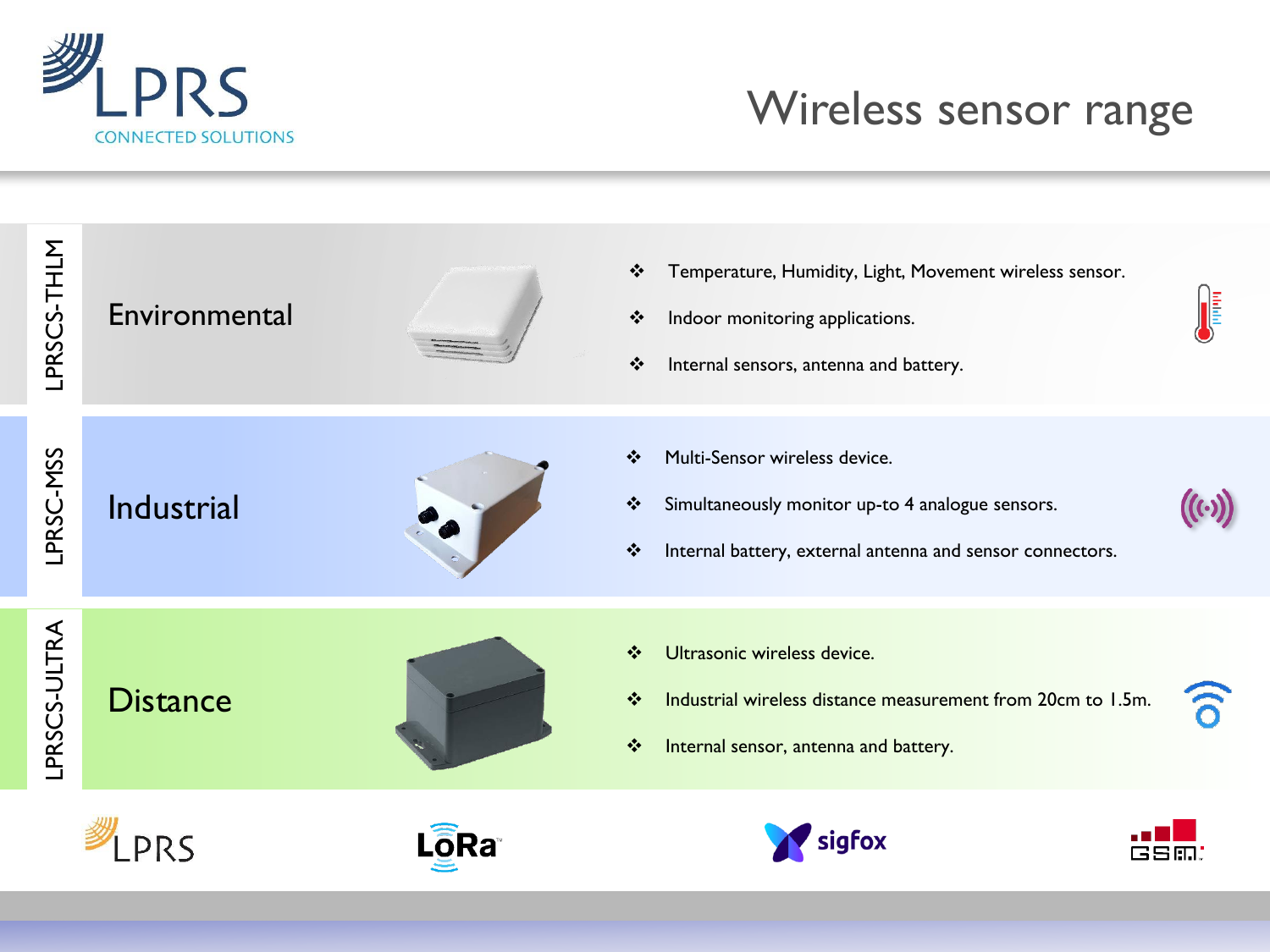# Wireless sensor range

## LPRSCS-THLM — Environmental

- Temperature, Humidity, Light, Movement wireless sensor.
- Indoor monitoring applications.
- Internal sensors, antenna and battery.

## LPRSC-MSS — Industrial

- Multi-Sensor wireless device.
- Simultaneously monitor up-to 4 analogue sensors.
- Internal battery, external antenna and sensor connectors.

## LPRSCS-ULTRA — Distance

- Ultrasonic wireless device.
- Industrial wireless distance measurement from 20cm to 1.5m.
- Internal sensor, antenna and battery.

LPRS | LoRa | sigfox | GSM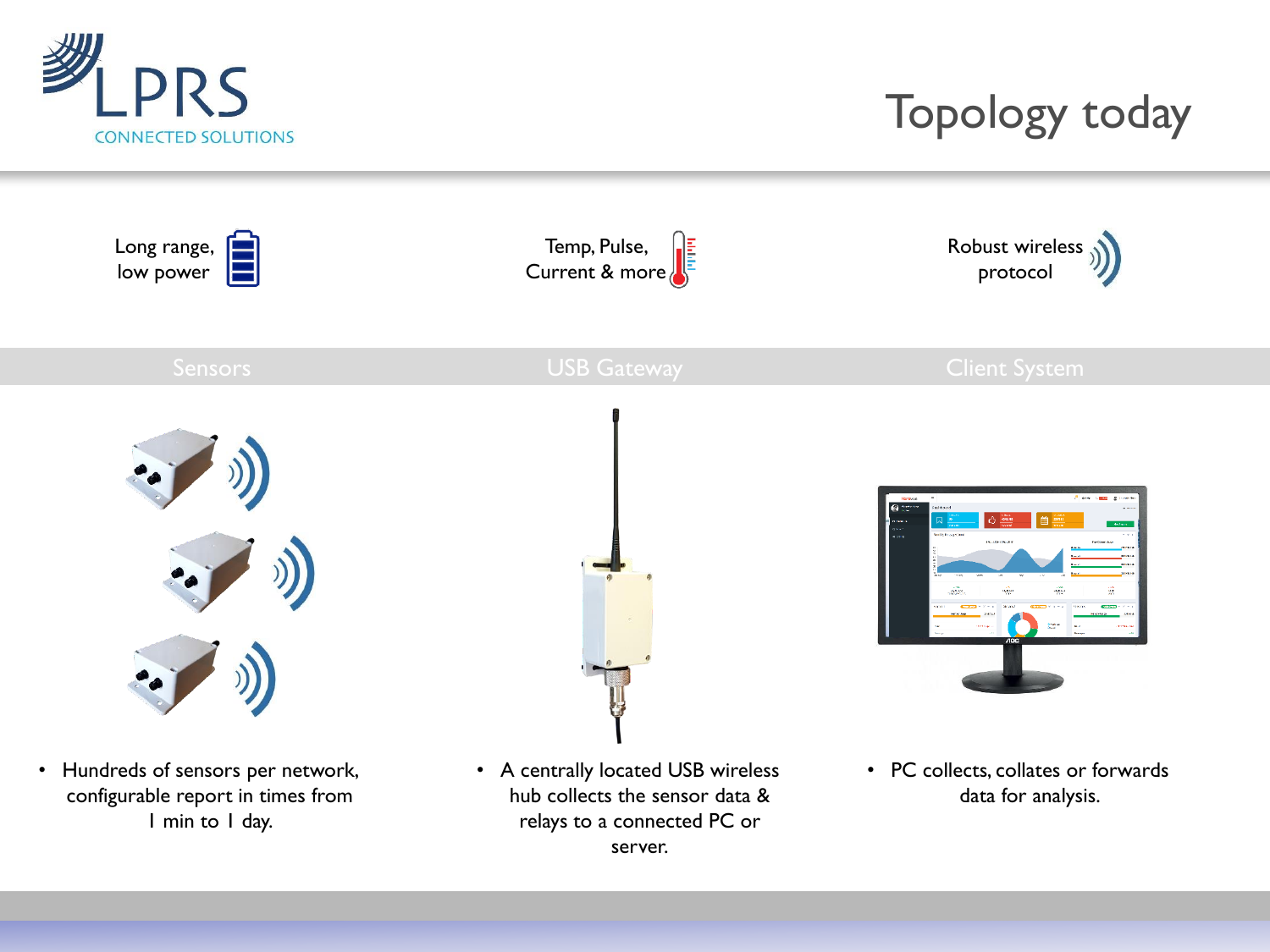# Topology today

| Sensors | USB Gateway | Client System |
|---|---|---|
| Long range, low power | Temp, Pulse, Current & more | Robust wireless protocol |
| Hundreds of sensors per network, configurable report in times from 1 min to 1 day. | A centrally located USB wireless hub collects the sensor data & relays to a connected PC or server. | PC collects, collates or forwards data for analysis. |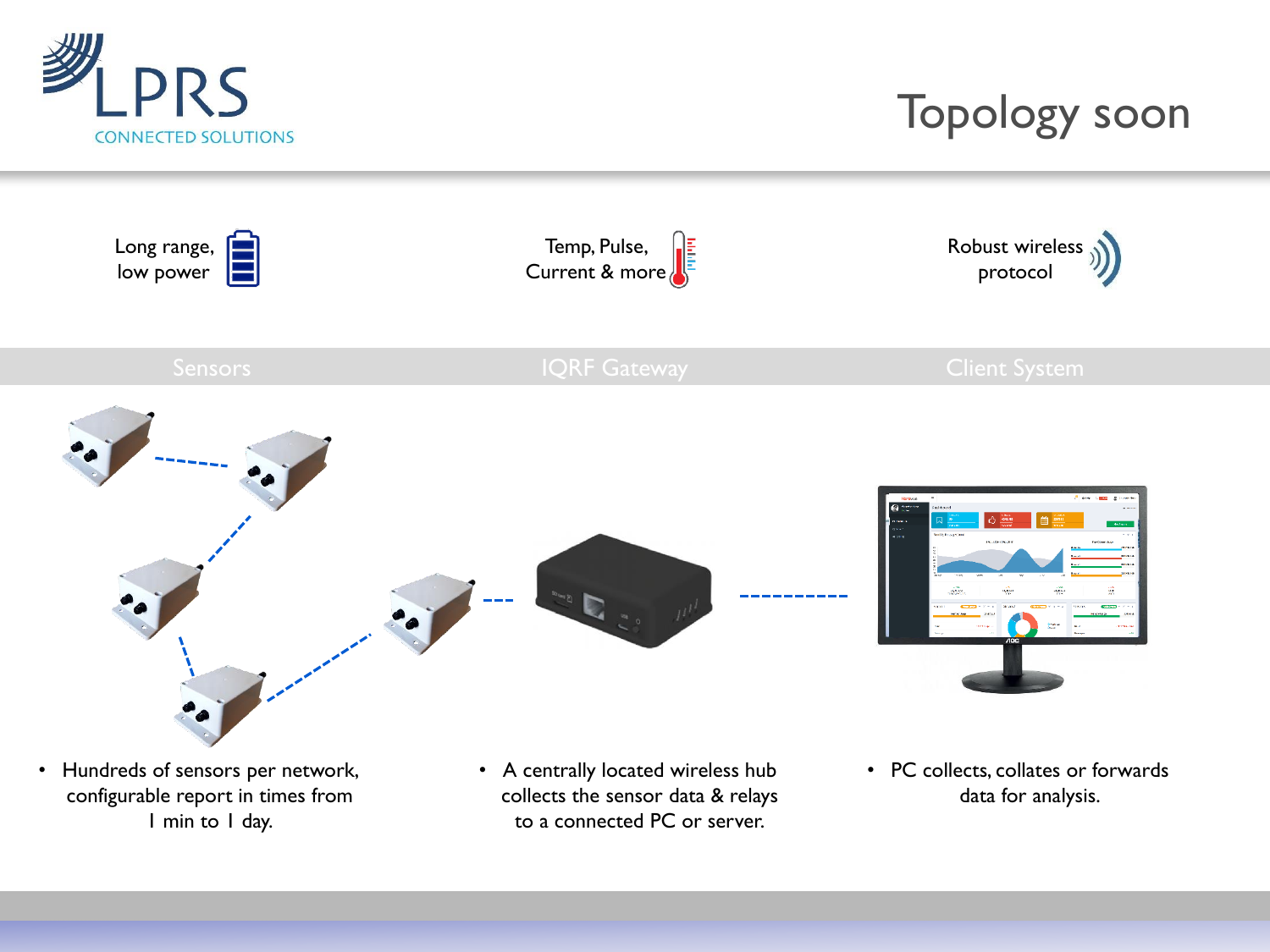# Topology soon

Long range, low power

Temp, Pulse, Current & more

Robust wireless protocol

| Sensors | IQRF Gateway | Client System |
|---|---|---|
| • Hundreds of sensors per network, configurable report in times from 1 min to 1 day. | • A centrally located wireless hub collects the sensor data & relays to a connected PC or server. | • PC collects, collates or forwards data for analysis. |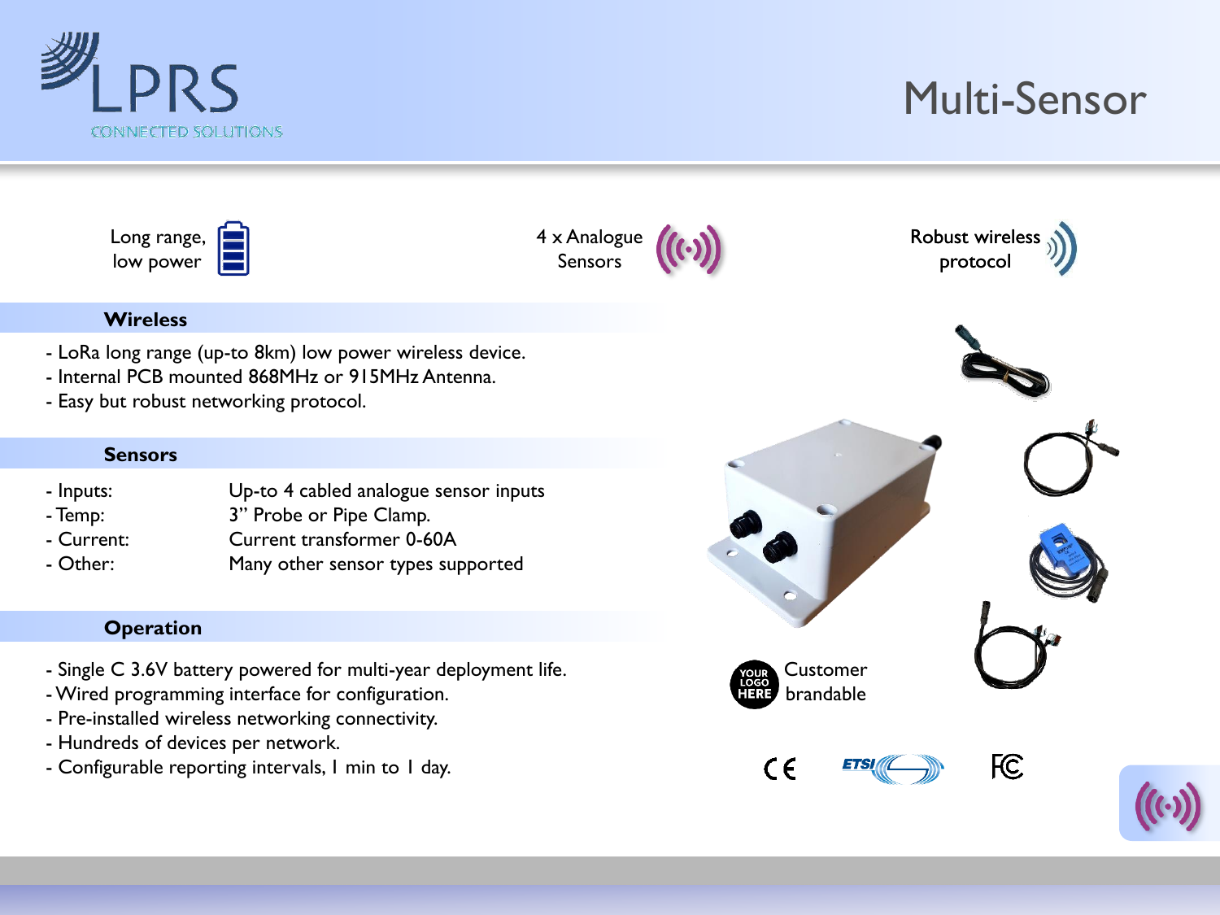LPRS
CONNECTED SOLUTIONS

# Multi-Sensor

Long range, low power

4 x Analogue Sensors

Robust wireless protocol

## Wireless

- LoRa long range (up-to 8km) low power wireless device.
- Internal PCB mounted 868MHz or 915MHz Antenna.
- Easy but robust networking protocol.

## Sensors

| | |
|---|---|
| - Inputs: | Up-to 4 cabled analogue sensor inputs |
| - Temp: | 3” Probe or Pipe Clamp. |
| - Current: | Current transformer 0-60A |
| - Other: | Many other sensor types supported |

## Operation

- Single C 3.6V battery powered for multi-year deployment life.
- Wired programming interface for configuration.
- Pre-installed wireless networking connectivity.
- Hundreds of devices per network.
- Configurable reporting intervals, 1 min to 1 day.

YOUR LOGO HERE Customer brandable

CE ETSI FC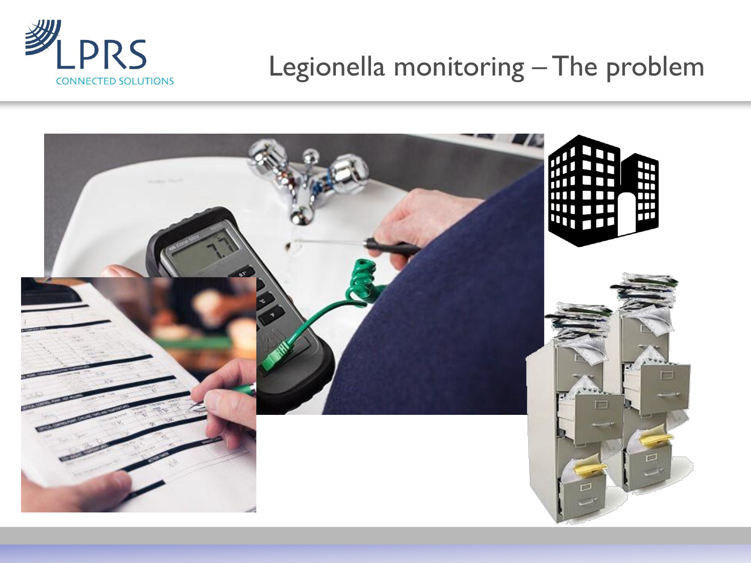# Legionella monitoring – The problem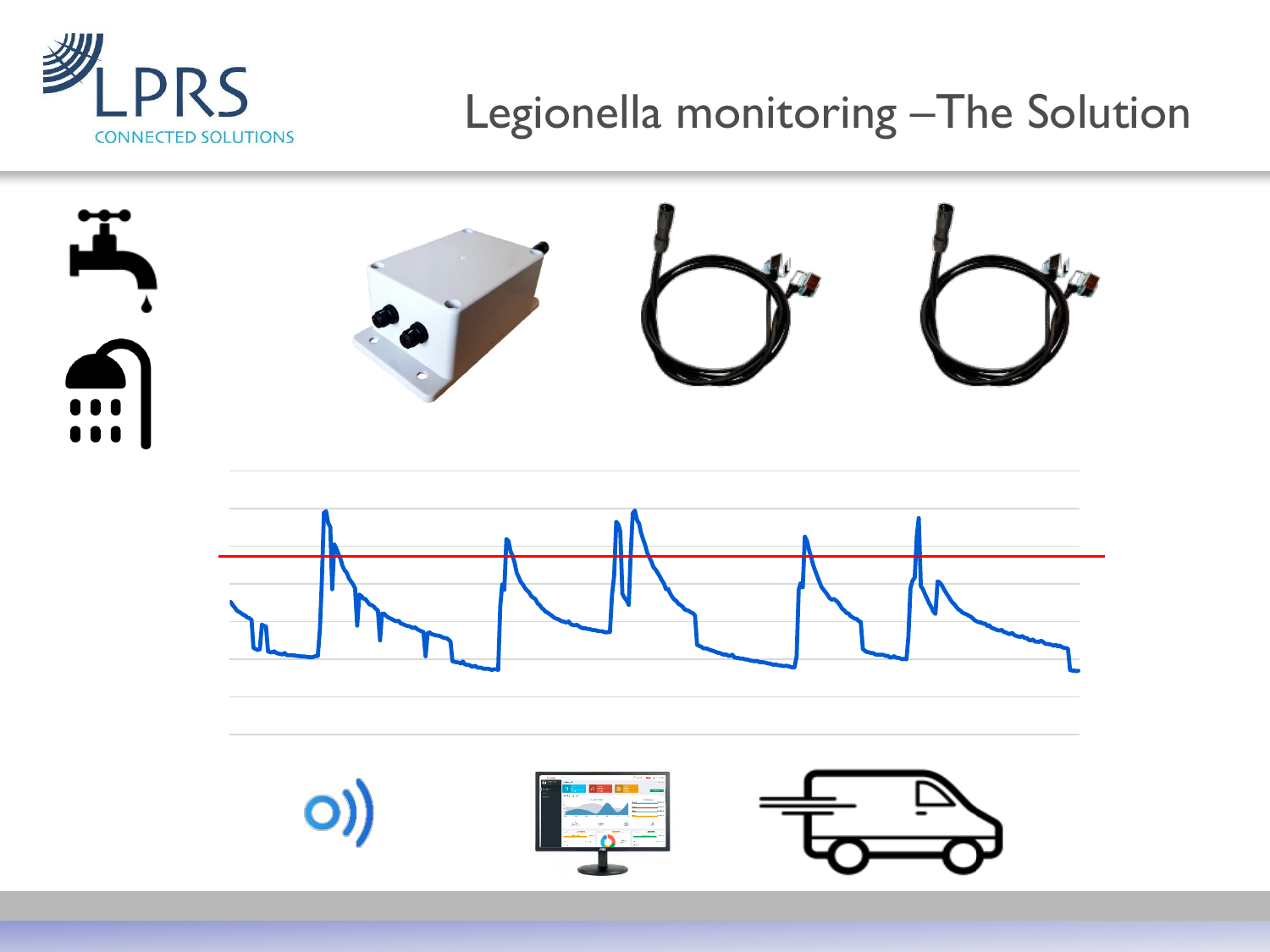# Legionella monitoring –The Solution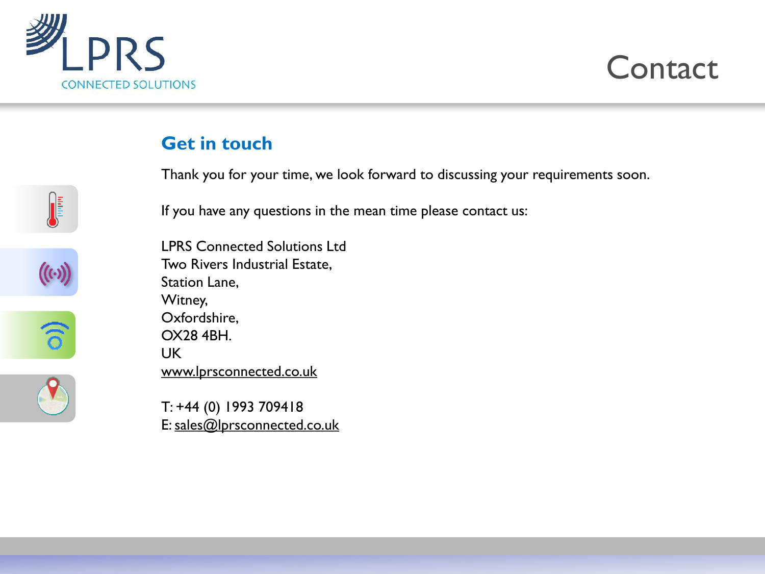# Contact

## Get in touch

Thank you for your time, we look forward to discussing your requirements soon.

If you have any questions in the mean time please contact us:

LPRS Connected Solutions Ltd
Two Rivers Industrial Estate,
Station Lane,
Witney,
Oxfordshire,
OX28 4BH.
UK
www.lprsconnected.co.uk

T: +44 (0) 1993 709418
E: sales@lprsconnected.co.uk